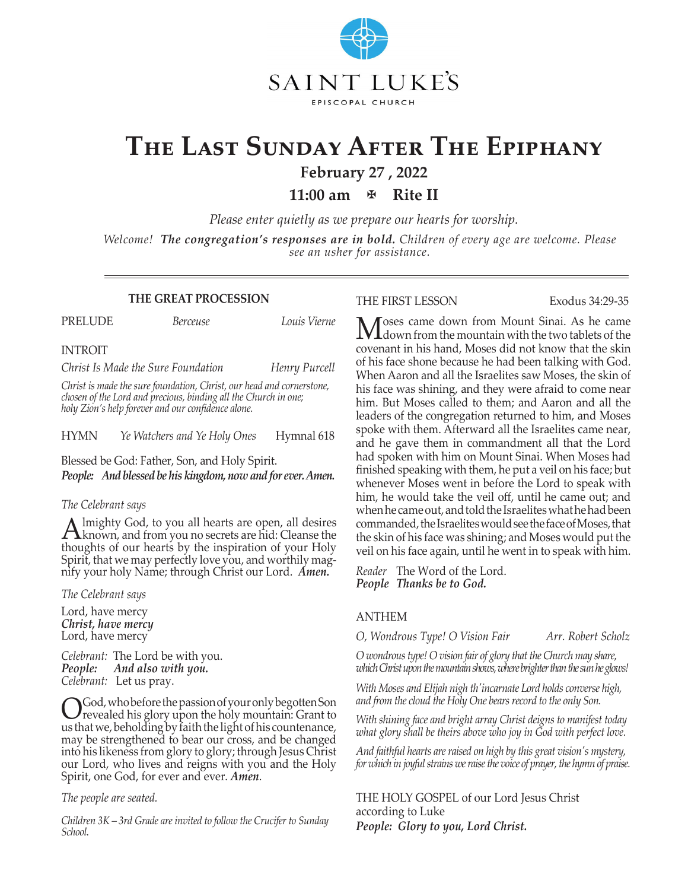SAINT LUKE'S

EPISCOPAL CHURCH

# The Last Sunday After The Epiphany

**February 27 , 2022**

**11:00 am ✠ Rite II**

*Please enter quietly as we prepare our hearts for worship.*

*Welcome!* ***The congregation's responses are in bold.*** *Children of every age are welcome. Please see an usher for assistance.*

---

### THE GREAT PROCESSION

PRELUDE *Berceuse* *Louis Vierne*

INTROIT

*Christ Is Made the Sure Foundation* *Henry Purcell*

*Christ is made the sure foundation, Christ, our head and cornerstone, chosen of the Lord and precious, binding all the Church in one; holy Zion's help forever and our confidence alone.*

HYMN *Ye Watchers and Ye Holy Ones* Hymnal 618

Blessed be God: Father, Son, and Holy Spirit.
***People: And blessed be his kingdom, now and for ever. Amen.***

*The Celebrant says*

Almighty God, to you all hearts are open, all desires known, and from you no secrets are hid: Cleanse the thoughts of our hearts by the inspiration of your Holy Spirit, that we may perfectly love you, and worthily magnify your holy Name; through Christ our Lord. ***Amen.***

*The Celebrant says*

Lord, have mercy
***Christ, have mercy***
Lord, have mercy

*Celebrant:* The Lord be with you.
***People: And also with you.***
*Celebrant:* Let us pray.

O God, who before the passion of your only begotten Son revealed his glory upon the holy mountain: Grant to us that we, beholding by faith the light of his countenance, may be strengthened to bear our cross, and be changed into his likeness from glory to glory; through Jesus Christ our Lord, who lives and reigns with you and the Holy Spirit, one God, for ever and ever. ***Amen***.

*The people are seated.*

*Children 3K – 3rd Grade are invited to follow the Crucifer to Sunday School.*

THE FIRST LESSON Exodus 34:29-35

Moses came down from Mount Sinai. As he came down from the mountain with the two tablets of the covenant in his hand, Moses did not know that the skin of his face shone because he had been talking with God. When Aaron and all the Israelites saw Moses, the skin of his face was shining, and they were afraid to come near him. But Moses called to them; and Aaron and all the leaders of the congregation returned to him, and Moses spoke with them. Afterward all the Israelites came near, and he gave them in commandment all that the Lord had spoken with him on Mount Sinai. When Moses had finished speaking with them, he put a veil on his face; but whenever Moses went in before the Lord to speak with him, he would take the veil off, until he came out; and when he came out, and told the Israelites what he had been commanded, the Israelites would see the face of Moses, that the skin of his face was shining; and Moses would put the veil on his face again, until he went in to speak with him.

*Reader* The Word of the Lord.
***People Thanks be to God.***

ANTHEM

*O, Wondrous Type! O Vision Fair* *Arr. Robert Scholz*

*O wondrous type! O vision fair of glory that the Church may share, which Christ upon the mountain shows, where brighter than the sun he glows!*

*With Moses and Elijah nigh th'incarnate Lord holds converse high, and from the cloud the Holy One bears record to the only Son.*

*With shining face and bright array Christ deigns to manifest today what glory shall be theirs above who joy in God with perfect love.*

*And faithful hearts are raised on high by this great vision's mystery, for which in joyful strains we raise the voice of prayer, the hymn of praise.*

THE HOLY GOSPEL of our Lord Jesus Christ according to Luke
***People: Glory to you, Lord Christ.***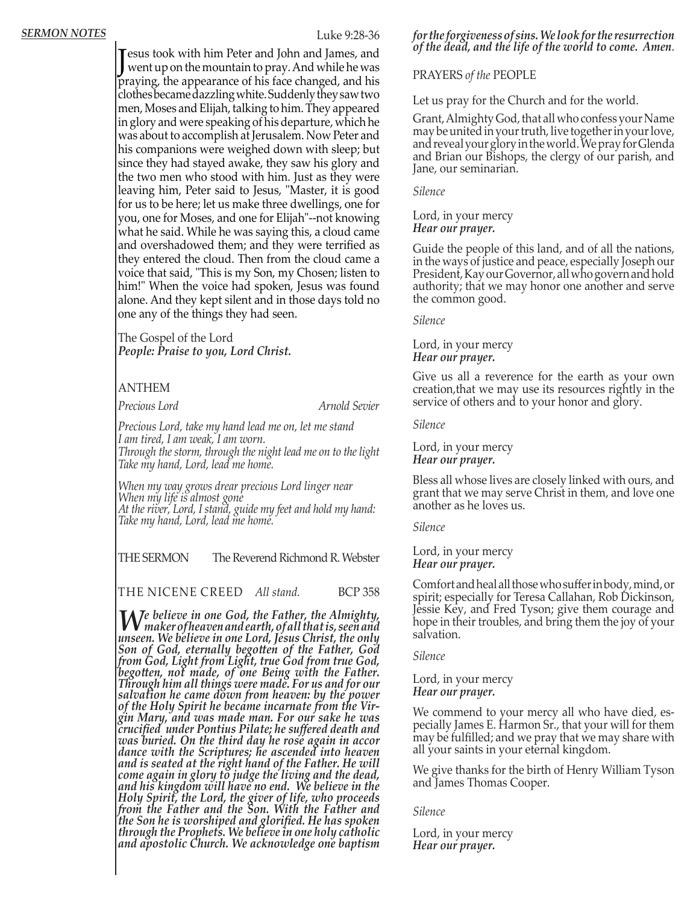***SERMON NOTES***

Luke 9:28-36

Jesus took with him Peter and John and James, and went up on the mountain to pray. And while he was praying, the appearance of his face changed, and his clothes became dazzling white. Suddenly they saw two men, Moses and Elijah, talking to him. They appeared in glory and were speaking of his departure, which he was about to accomplish at Jerusalem. Now Peter and his companions were weighed down with sleep; but since they had stayed awake, they saw his glory and the two men who stood with him. Just as they were leaving him, Peter said to Jesus, "Master, it is good for us to be here; let us make three dwellings, one for you, one for Moses, and one for Elijah"--not knowing what he said. While he was saying this, a cloud came and overshadowed them; and they were terrified as they entered the cloud. Then from the cloud came a voice that said, "This is my Son, my Chosen; listen to him!" When the voice had spoken, Jesus was found alone. And they kept silent and in those days told no one any of the things they had seen.

The Gospel of the Lord
***People: Praise to you, Lord Christ.***

ANTHEM

*Precious Lord* *Arnold Sevier*

*Precious Lord, take my hand lead me on, let me stand*
*I am tired, I am weak, I am worn.*
*Through the storm, through the night lead me on to the light*
*Take my hand, Lord, lead me home.*

*When my way grows drear precious Lord linger near*
*When my life is almost gone*
*At the river, Lord, I stand, guide my feet and hold my hand:*
*Take my hand, Lord, lead me home.*

THE SERMON The Reverend Richmond R. Webster

THE NICENE CREED *All stand.* BCP 358

***We believe in one God, the Father, the Almighty, maker of heaven and earth, of all that is, seen and unseen. We believe in one Lord, Jesus Christ, the only Son of God, eternally begotten of the Father, God from God, Light from Light, true God from true God, begotten, not made, of one Being with the Father. Through him all things were made. For us and for our salvation he came down from heaven: by the power of the Holy Spirit he became incarnate from the Virgin Mary, and was made man. For our sake he was crucified under Pontius Pilate; he suffered death and was buried. On the third day he rose again in accor dance with the Scriptures; he ascended into heaven and is seated at the right hand of the Father. He will come again in glory to judge the living and the dead, and his kingdom will have no end. We believe in the Holy Spirit, the Lord, the giver of life, who proceeds from the Father and the Son. With the Father and the Son he is worshiped and glorified. He has spoken through the Prophets. We believe in one holy catholic and apostolic Church. We acknowledge one baptism for the forgiveness of sins. We look for the resurrection of the dead, and the life of the world to come. Amen.***

PRAYERS *of the* PEOPLE

Let us pray for the Church and for the world.

Grant, Almighty God, that all who confess your Name may be united in your truth, live together in your love, and reveal your glory in the world. We pray for Glenda and Brian our Bishops, the clergy of our parish, and Jane, our seminarian.

*Silence*

Lord, in your mercy
***Hear our prayer.***

Guide the people of this land, and of all the nations, in the ways of justice and peace, especially Joseph our President, Kay our Governor, all who govern and hold authority; that we may honor one another and serve the common good.

*Silence*

Lord, in your mercy
***Hear our prayer.***

Give us all a reverence for the earth as your own creation,that we may use its resources rightly in the service of others and to your honor and glory.

*Silence*

Lord, in your mercy
***Hear our prayer.***

Bless all whose lives are closely linked with ours, and grant that we may serve Christ in them, and love one another as he loves us.

*Silence*

Lord, in your mercy
***Hear our prayer.***

Comfort and heal all those who suffer in body, mind, or spirit; especially for Teresa Callahan, Rob Dickinson, Jessie Key, and Fred Tyson; give them courage and hope in their troubles, and bring them the joy of your salvation.

*Silence*

Lord, in your mercy
***Hear our prayer.***

We commend to your mercy all who have died, especially James E. Harmon Sr., that your will for them may be fulfilled; and we pray that we may share with all your saints in your eternal kingdom.

We give thanks for the birth of Henry William Tyson and James Thomas Cooper.

*Silence*

Lord, in your mercy
***Hear our prayer.***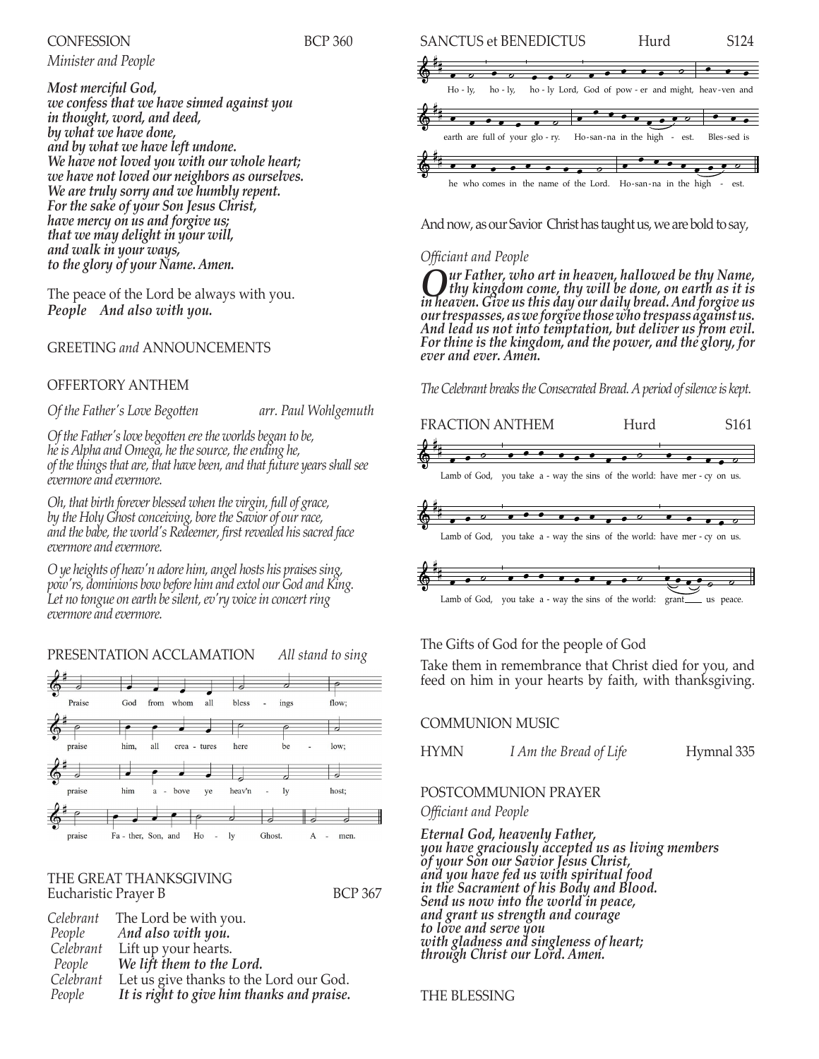CONFESSION BCP 360

*Minister and People*

***Most merciful God,***
***we confess that we have sinned against you***
***in thought, word, and deed,***
***by what we have done,***
***and by what we have left undone.***
***We have not loved you with our whole heart;***
***we have not loved our neighbors as ourselves.***
***We are truly sorry and we humbly repent.***
***For the sake of your Son Jesus Christ,***
***have mercy on us and forgive us;***
***that we may delight in your will,***
***and walk in your ways,***
***to the glory of your Name. Amen.***

The peace of the Lord be always with you.
*People* ***And also with you.***

GREETING *and* ANNOUNCEMENTS

OFFERTORY ANTHEM

*Of the Father's Love Begotten* *arr. Paul Wohlgemuth*

*Of the Father's love begotten ere the worlds began to be,*
*he is Alpha and Omega, he the source, the ending he,*
*of the things that are, that have been, and that future years shall see*
*evermore and evermore.*

*Oh, that birth forever blessed when the virgin, full of grace,*
*by the Holy Ghost conceiving, bore the Savior of our race,*
*and the babe, the world's Redeemer, first revealed his sacred face*
*evermore and evermore.*

*O ye heights of heav'n adore him, angel hosts his praises sing,*
*pow'rs, dominions bow before him and extol our God and King.*
*Let no tongue on earth be silent, ev'ry voice in concert ring*
*evermore and evermore.*

PRESENTATION ACCLAMATION *All stand to sing*

Praise God from whom all blessings flow;
praise him, all creatures here below;
praise him above ye heav'nly host;
praise Father, Son, and Holy Ghost. Amen.

THE GREAT THANKSGIVING
Eucharistic Prayer B BCP 367

*Celebrant* The Lord be with you.
*People* ***And also with you.***
*Celebrant* Lift up your hearts.
*People* ***We lift them to the Lord.***
*Celebrant* Let us give thanks to the Lord our God.
*People* ***It is right to give him thanks and praise.***

SANCTUS et BENEDICTUS Hurd S124

Holy, holy, holy Lord, God of power and might, heaven and earth are full of your glory. Hosanna in the highest. Blessed is he who comes in the name of the Lord. Hosanna in the highest.

And now, as our Savior Christ has taught us, we are bold to say,

*Officiant and People*

***Our Father, who art in heaven, hallowed be thy Name, thy kingdom come, thy will be done, on earth as it is in heaven. Give us this day our daily bread. And forgive us our trespasses, as we forgive those who trespass against us. And lead us not into temptation, but deliver us from evil. For thine is the kingdom, and the power, and the glory, for ever and ever. Amen.***

*The Celebrant breaks the Consecrated Bread. A period of silence is kept.*

FRACTION ANTHEM Hurd S161

Lamb of God, you take away the sins of the world: have mercy on us.
Lamb of God, you take away the sins of the world: have mercy on us.
Lamb of God, you take away the sins of the world: grant us peace.

The Gifts of God for the people of God

Take them in remembrance that Christ died for you, and feed on him in your hearts by faith, with thanksgiving.

COMMUNION MUSIC

HYMN *I Am the Bread of Life* Hymnal 335

POSTCOMMUNION PRAYER

*Officiant and People*

***Eternal God, heavenly Father,***
***you have graciously accepted us as living members***
***of your Son our Savior Jesus Christ,***
***and you have fed us with spiritual food***
***in the Sacrament of his Body and Blood.***
***Send us now into the world in peace,***
***and grant us strength and courage***
***to love and serve you***
***with gladness and singleness of heart;***
***through Christ our Lord. Amen.***

THE BLESSING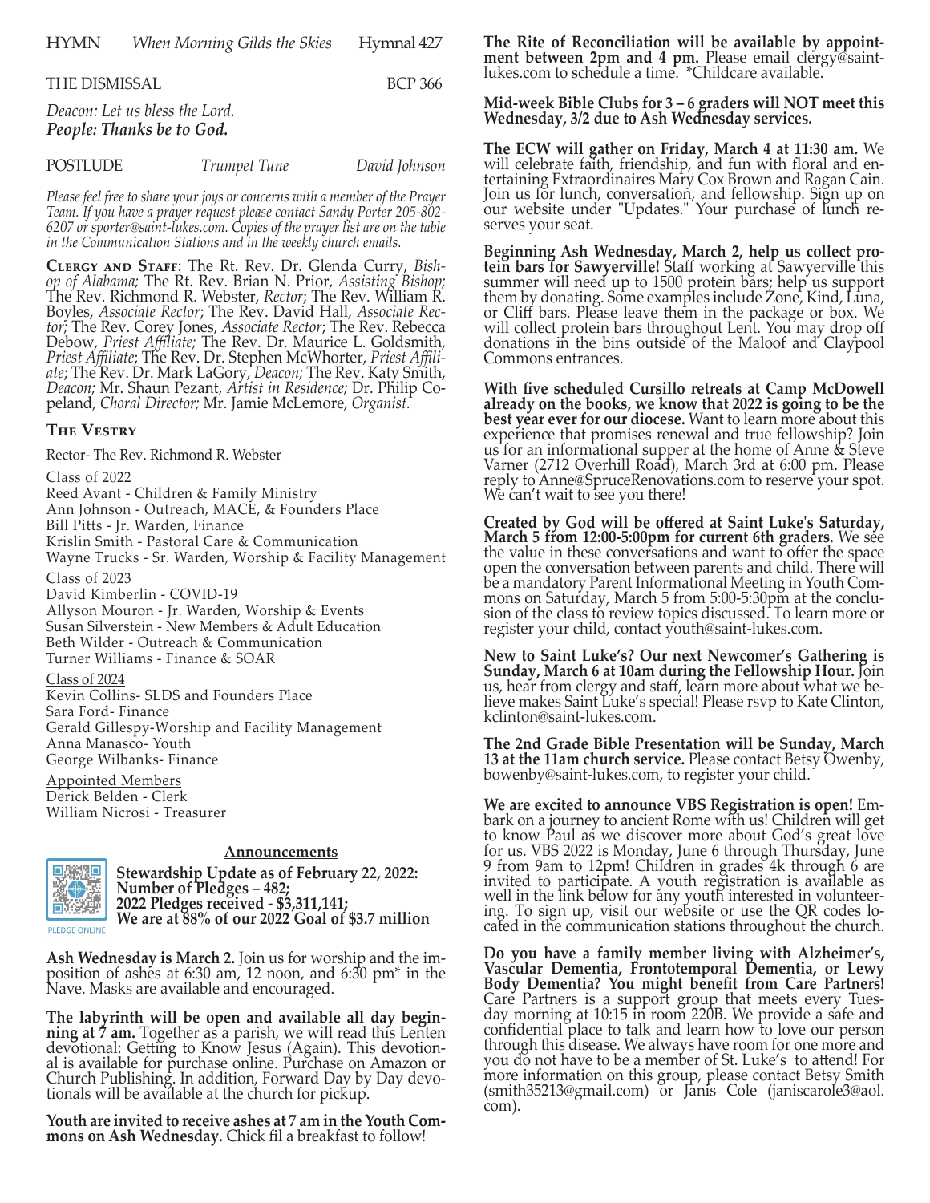HYMN *When Morning Gilds the Skies* Hymnal 427

THE DISMISSAL BCP 366

*Deacon: Let us bless the Lord.*
***People: Thanks be to God.***

POSTLUDE *Trumpet Tune* *David Johnson*

*Please feel free to share your joys or concerns with a member of the Prayer Team. If you have a prayer request please contact Sandy Porter 205-802-6207 or sporter@saint-lukes.com. Copies of the prayer list are on the table in the Communication Stations and in the weekly church emails.*

**Clergy and Staff**: The Rt. Rev. Dr. Glenda Curry, *Bishop of Alabama;* The Rt. Rev. Brian N. Prior, *Assisting Bishop;* The Rev. Richmond R. Webster, *Rector*; The Rev. William R. Boyles, *Associate Rector*; The Rev. David Hall, *Associate Rector;* The Rev. Corey Jones, *Associate Rector*; The Rev. Rebecca Debow, *Priest Affiliate;* The Rev. Dr. Maurice L. Goldsmith, *Priest Affiliate*; The Rev. Dr. Stephen McWhorter, *Priest Affiliate*; The Rev. Dr. Mark LaGory, *Deacon;* The Rev. Katy Smith, *Deacon;* Mr. Shaun Pezant, *Artist in Residence;* Dr. Philip Copeland, *Choral Director;* Mr. Jamie McLemore, *Organist.*

## The Vestry

Rector- The Rev. Richmond R. Webster

Class of 2022
Reed Avant - Children & Family Ministry
Ann Johnson - Outreach, MACE, & Founders Place
Bill Pitts - Jr. Warden, Finance
Krislin Smith - Pastoral Care & Communication
Wayne Trucks - Sr. Warden, Worship & Facility Management

Class of 2023
David Kimberlin - COVID-19
Allyson Mouron - Jr. Warden, Worship & Events
Susan Silverstein - New Members & Adult Education
Beth Wilder - Outreach & Communication
Turner Williams - Finance & SOAR

Class of 2024
Kevin Collins- SLDS and Founders Place
Sara Ford- Finance
Gerald Gillespy-Worship and Facility Management
Anna Manasco- Youth
George Wilbanks- Finance

Appointed Members
Derick Belden - Clerk
William Nicrosi - Treasurer

## Announcements

PLEDGE ONLINE

**Stewardship Update as of February 22, 2022:**
**Number of Pledges – 482;**
**2022 Pledges received - $3,311,141;**
**We are at 88% of our 2022 Goal of $3.7 million**

**Ash Wednesday is March 2.** Join us for worship and the imposition of ashes at 6:30 am, 12 noon, and 6:30 pm* in the Nave. Masks are available and encouraged.

**The labyrinth will be open and available all day beginning at 7 am.** Together as a parish, we will read this Lenten devotional: Getting to Know Jesus (Again). This devotional is available for purchase online. Purchase on Amazon or Church Publishing. In addition, Forward Day by Day devotionals will be available at the church for pickup.

**Youth are invited to receive ashes at 7 am in the Youth Commons on Ash Wednesday.** Chick fil a breakfast to follow!

**The Rite of Reconciliation will be available by appointment between 2pm and 4 pm.** Please email clergy@saint-lukes.com to schedule a time. *Childcare available.

**Mid-week Bible Clubs for 3 – 6 graders will NOT meet this Wednesday, 3/2 due to Ash Wednesday services.**

**The ECW will gather on Friday, March 4 at 11:30 am.** We will celebrate faith, friendship, and fun with floral and entertaining Extraordinaires Mary Cox Brown and Ragan Cain. Join us for lunch, conversation, and fellowship. Sign up on our website under "Updates." Your purchase of lunch reserves your seat.

**Beginning Ash Wednesday, March 2, help us collect protein bars for Sawyerville!** Staff working at Sawyerville this summer will need up to 1500 protein bars; help us support them by donating. Some examples include Zone, Kind, Luna, or Cliff bars. Please leave them in the package or box. We will collect protein bars throughout Lent. You may drop off donations in the bins outside of the Maloof and Claypool Commons entrances.

**With five scheduled Cursillo retreats at Camp McDowell already on the books, we know that 2022 is going to be the best year ever for our diocese.** Want to learn more about this experience that promises renewal and true fellowship? Join us for an informational supper at the home of Anne & Steve Varner (2712 Overhill Road), March 3rd at 6:00 pm. Please reply to Anne@SpruceRenovations.com to reserve your spot. We can't wait to see you there!

**Created by God will be offered at Saint Luke's Saturday, March 5 from 12:00-5:00pm for current 6th graders.** We see the value in these conversations and want to offer the space open the conversation between parents and child. There will be a mandatory Parent Informational Meeting in Youth Commons on Saturday, March 5 from 5:00-5:30pm at the conclusion of the class to review topics discussed. To learn more or register your child, contact youth@saint-lukes.com.

**New to Saint Luke's? Our next Newcomer's Gathering is Sunday, March 6 at 10am during the Fellowship Hour.** Join us, hear from clergy and staff, learn more about what we believe makes Saint Luke's special! Please rsvp to Kate Clinton, kclinton@saint-lukes.com.

**The 2nd Grade Bible Presentation will be Sunday, March 13 at the 11am church service.** Please contact Betsy Owenby, bowenby@saint-lukes.com, to register your child.

**We are excited to announce VBS Registration is open!** Embark on a journey to ancient Rome with us! Children will get to know Paul as we discover more about God's great love for us. VBS 2022 is Monday, June 6 through Thursday, June 9 from 9am to 12pm! Children in grades 4k through 6 are invited to participate. A youth registration is available as well in the link below for any youth interested in volunteering. To sign up, visit our website or use the QR codes located in the communication stations throughout the church.

**Do you have a family member living with Alzheimer's, Vascular Dementia, Frontotemporal Dementia, or Lewy Body Dementia? You might benefit from Care Partners!** Care Partners is a support group that meets every Tuesday morning at 10:15 in room 220B. We provide a safe and confidential place to talk and learn how to love our person through this disease. We always have room for one more and you do not have to be a member of St. Luke's to attend! For more information on this group, please contact Betsy Smith (smith35213@gmail.com) or Janis Cole (janiscarole3@aol.com).